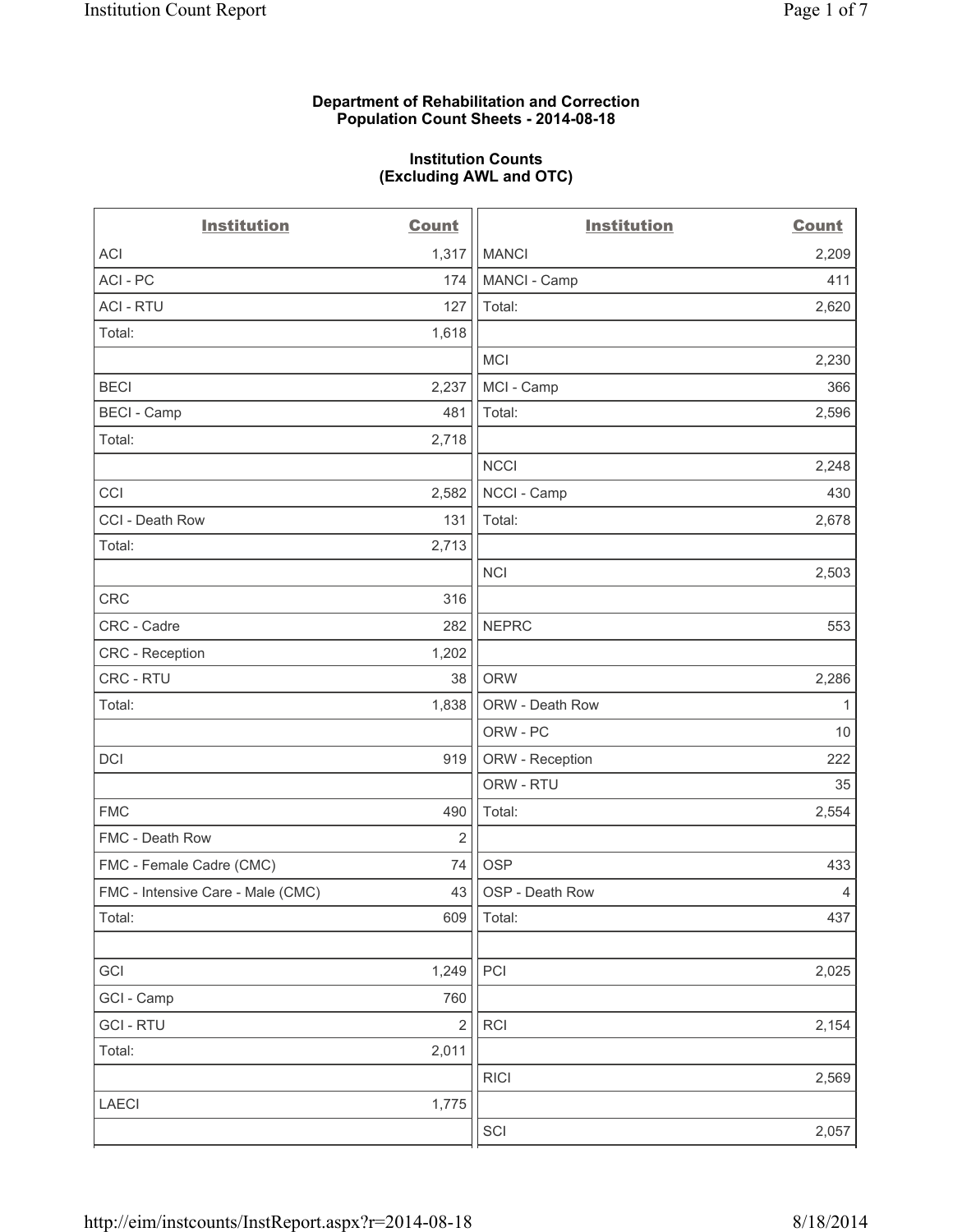**Department of Rehabilitation and Correction**
**Population Count Sheets - 2014-08-18**

**Institution Counts**
**(Excluding AWL and OTC)**

| Institution | Count |
|---|---|
| ACI | 1,317 |
| ACI - PC | 174 |
| ACI - RTU | 127 |
| Total: | 1,618 |
| | |
| BECI | 2,237 |
| BECI - Camp | 481 |
| Total: | 2,718 |
| | |
| CCI | 2,582 |
| CCI - Death Row | 131 |
| Total: | 2,713 |
| | |
| CRC | 316 |
| CRC - Cadre | 282 |
| CRC - Reception | 1,202 |
| CRC - RTU | 38 |
| Total: | 1,838 |
| | |
| DCI | 919 |
| | |
| FMC | 490 |
| FMC - Death Row | 2 |
| FMC - Female Cadre (CMC) | 74 |
| FMC - Intensive Care - Male (CMC) | 43 |
| Total: | 609 |
| | |
| GCI | 1,249 |
| GCI - Camp | 760 |
| GCI - RTU | 2 |
| Total: | 2,011 |
| | |
| LAECI | 1,775 |
| | |
| MANCI | 2,209 |
| MANCI - Camp | 411 |
| Total: | 2,620 |
| | |
| MCI | 2,230 |
| MCI - Camp | 366 |
| Total: | 2,596 |
| | |
| NCCI | 2,248 |
| NCCI - Camp | 430 |
| Total: | 2,678 |
| | |
| NCI | 2,503 |
| | |
| NEPRC | 553 |
| | |
| ORW | 2,286 |
| ORW - Death Row | 1 |
| ORW - PC | 10 |
| ORW - Reception | 222 |
| ORW - RTU | 35 |
| Total: | 2,554 |
| | |
| OSP | 433 |
| OSP - Death Row | 4 |
| Total: | 437 |
| | |
| PCI | 2,025 |
| | |
| RCI | 2,154 |
| | |
| RICI | 2,569 |
| | |
| SCI | 2,057 |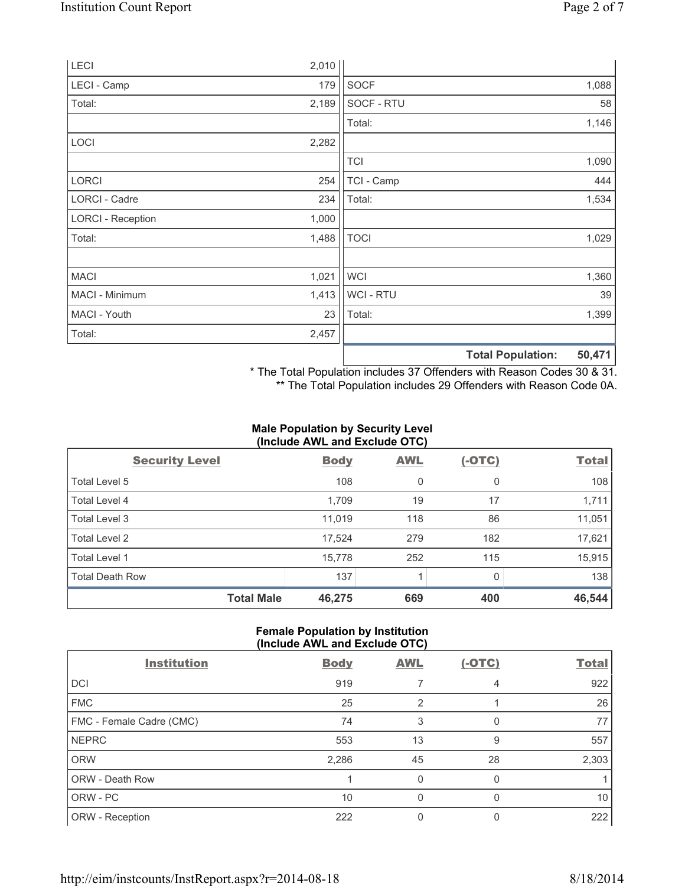| | | | |
|---|---|---|---|
| LECI | 2,010 | | |
| LECI - Camp | 179 | SOCF | 1,088 |
| Total: | 2,189 | SOCF - RTU | 58 |
| | | Total: | 1,146 |
| LOCI | 2,282 | | |
| | | TCI | 1,090 |
| LORCI | 254 | TCI - Camp | 444 |
| LORCI - Cadre | 234 | Total: | 1,534 |
| LORCI - Reception | 1,000 | | |
| Total: | 1,488 | TOCI | 1,029 |
| | | | |
| MACI | 1,021 | WCI | 1,360 |
| MACI - Minimum | 1,413 | WCI - RTU | 39 |
| MACI - Youth | 23 | Total: | 1,399 |
| Total: | 2,457 | | |
| | | **Total Population:** | **50,471** |

* The Total Population includes 37 Offenders with Reason Codes 30 & 31.
** The Total Population includes 29 Offenders with Reason Code 0A.

**Male Population by Security Level (Include AWL and Exclude OTC)**

| Security Level | Body | AWL | (-OTC) | Total |
|---|---|---|---|---|
| Total Level 5 | 108 | 0 | 0 | 108 |
| Total Level 4 | 1,709 | 19 | 17 | 1,711 |
| Total Level 3 | 11,019 | 118 | 86 | 11,051 |
| Total Level 2 | 17,524 | 279 | 182 | 17,621 |
| Total Level 1 | 15,778 | 252 | 115 | 15,915 |
| Total Death Row | 137 | 1 | 0 | 138 |
| **Total Male** | **46,275** | **669** | **400** | **46,544** |

**Female Population by Institution (Include AWL and Exclude OTC)**

| Institution | Body | AWL | (-OTC) | Total |
|---|---|---|---|---|
| DCI | 919 | 7 | 4 | 922 |
| FMC | 25 | 2 | 1 | 26 |
| FMC - Female Cadre (CMC) | 74 | 3 | 0 | 77 |
| NEPRC | 553 | 13 | 9 | 557 |
| ORW | 2,286 | 45 | 28 | 2,303 |
| ORW - Death Row | 1 | 0 | 0 | 1 |
| ORW - PC | 10 | 0 | 0 | 10 |
| ORW - Reception | 222 | 0 | 0 | 222 |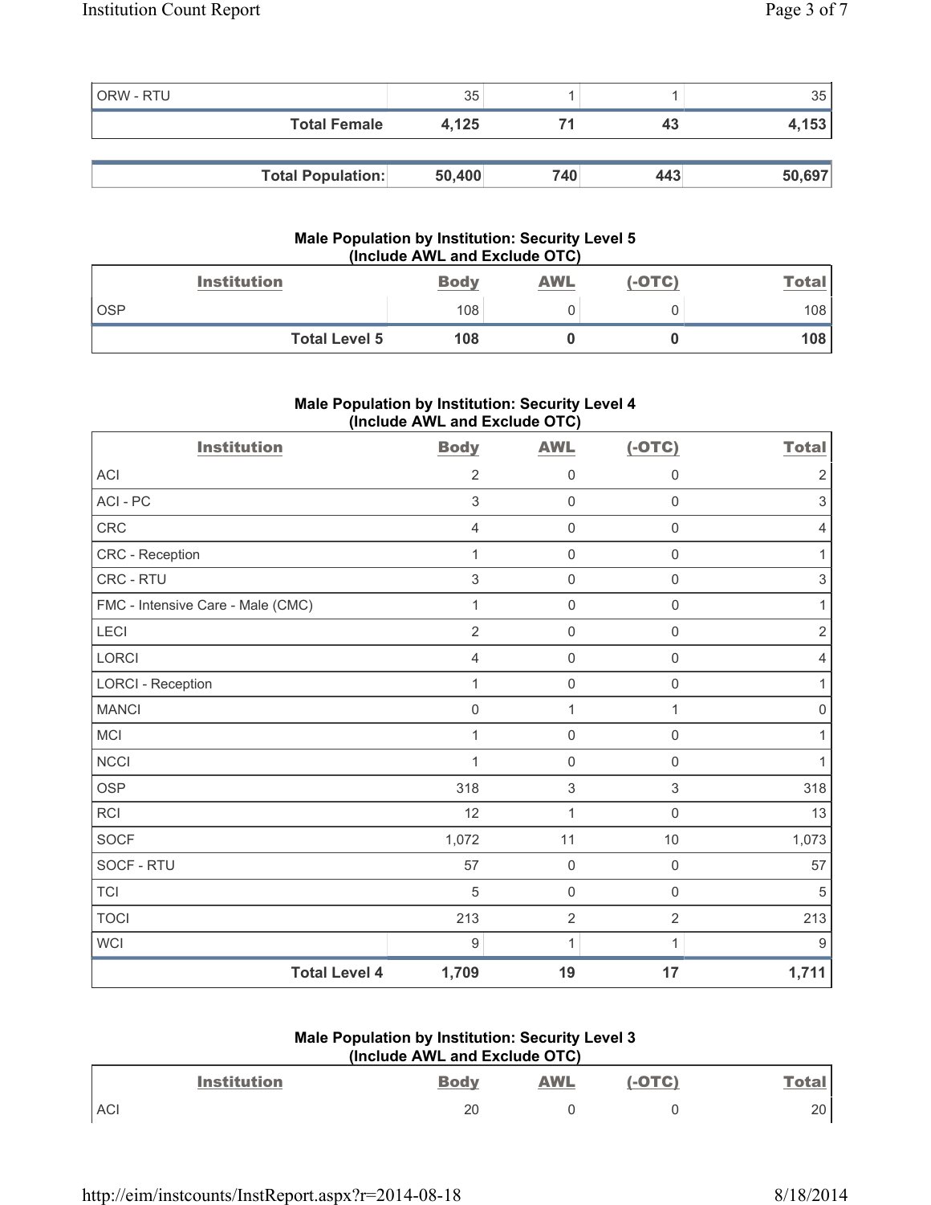| | | | | |
|---|---|---|---|---|
| ORW - RTU | 35 | 1 | 1 | 35 |
| **Total Female** | **4,125** | **71** | **43** | **4,153** |

| | | | | |
|---|---|---|---|---|
| **Total Population:** | **50,400** | **740** | **443** | **50,697** |

### Male Population by Institution: Security Level 5 (Include AWL and Exclude OTC)

| Institution | Body | AWL | (-OTC) | Total |
|---|---|---|---|---|
| OSP | 108 | 0 | 0 | 108 |
| **Total Level 5** | **108** | **0** | **0** | **108** |

### Male Population by Institution: Security Level 4 (Include AWL and Exclude OTC)

| Institution | Body | AWL | (-OTC) | Total |
|---|---|---|---|---|
| ACI | 2 | 0 | 0 | 2 |
| ACI - PC | 3 | 0 | 0 | 3 |
| CRC | 4 | 0 | 0 | 4 |
| CRC - Reception | 1 | 0 | 0 | 1 |
| CRC - RTU | 3 | 0 | 0 | 3 |
| FMC - Intensive Care - Male (CMC) | 1 | 0 | 0 | 1 |
| LECI | 2 | 0 | 0 | 2 |
| LORCI | 4 | 0 | 0 | 4 |
| LORCI - Reception | 1 | 0 | 0 | 1 |
| MANCI | 0 | 1 | 1 | 0 |
| MCI | 1 | 0 | 0 | 1 |
| NCCI | 1 | 0 | 0 | 1 |
| OSP | 318 | 3 | 3 | 318 |
| RCI | 12 | 1 | 0 | 13 |
| SOCF | 1,072 | 11 | 10 | 1,073 |
| SOCF - RTU | 57 | 0 | 0 | 57 |
| TCI | 5 | 0 | 0 | 5 |
| TOCI | 213 | 2 | 2 | 213 |
| WCI | 9 | 1 | 1 | 9 |
| **Total Level 4** | **1,709** | **19** | **17** | **1,711** |

### Male Population by Institution: Security Level 3 (Include AWL and Exclude OTC)

| Institution | Body | AWL | (-OTC) | Total |
|---|---|---|---|---|
| ACI | 20 | 0 | 0 | 20 |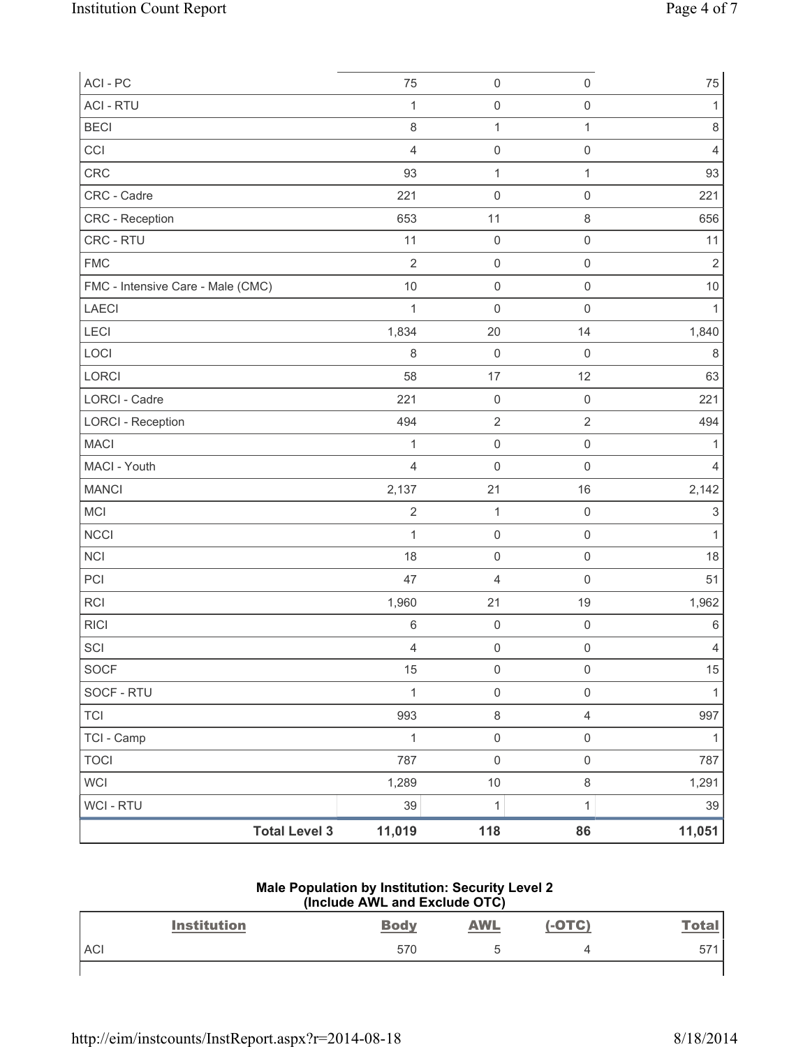| | | | | |
|---|---|---|---|---|
| ACI - PC | 75 | 0 | 0 | 75 |
| ACI - RTU | 1 | 0 | 0 | 1 |
| BECI | 8 | 1 | 1 | 8 |
| CCI | 4 | 0 | 0 | 4 |
| CRC | 93 | 1 | 1 | 93 |
| CRC - Cadre | 221 | 0 | 0 | 221 |
| CRC - Reception | 653 | 11 | 8 | 656 |
| CRC - RTU | 11 | 0 | 0 | 11 |
| FMC | 2 | 0 | 0 | 2 |
| FMC - Intensive Care - Male (CMC) | 10 | 0 | 0 | 10 |
| LAECI | 1 | 0 | 0 | 1 |
| LECI | 1,834 | 20 | 14 | 1,840 |
| LOCI | 8 | 0 | 0 | 8 |
| LORCI | 58 | 17 | 12 | 63 |
| LORCI - Cadre | 221 | 0 | 0 | 221 |
| LORCI - Reception | 494 | 2 | 2 | 494 |
| MACI | 1 | 0 | 0 | 1 |
| MACI - Youth | 4 | 0 | 0 | 4 |
| MANCI | 2,137 | 21 | 16 | 2,142 |
| MCI | 2 | 1 | 0 | 3 |
| NCCI | 1 | 0 | 0 | 1 |
| NCI | 18 | 0 | 0 | 18 |
| PCI | 47 | 4 | 0 | 51 |
| RCI | 1,960 | 21 | 19 | 1,962 |
| RICI | 6 | 0 | 0 | 6 |
| SCI | 4 | 0 | 0 | 4 |
| SOCF | 15 | 0 | 0 | 15 |
| SOCF - RTU | 1 | 0 | 0 | 1 |
| TCI | 993 | 8 | 4 | 997 |
| TCI - Camp | 1 | 0 | 0 | 1 |
| TOCI | 787 | 0 | 0 | 787 |
| WCI | 1,289 | 10 | 8 | 1,291 |
| WCI - RTU | 39 | 1 | 1 | 39 |
| **Total Level 3** | **11,019** | **118** | **86** | **11,051** |

**Male Population by Institution: Security Level 2**
**(Include AWL and Exclude OTC)**

| Institution | Body | AWL | (-OTC) | Total |
|---|---|---|---|---|
| ACI | 570 | 5 | 4 | 571 |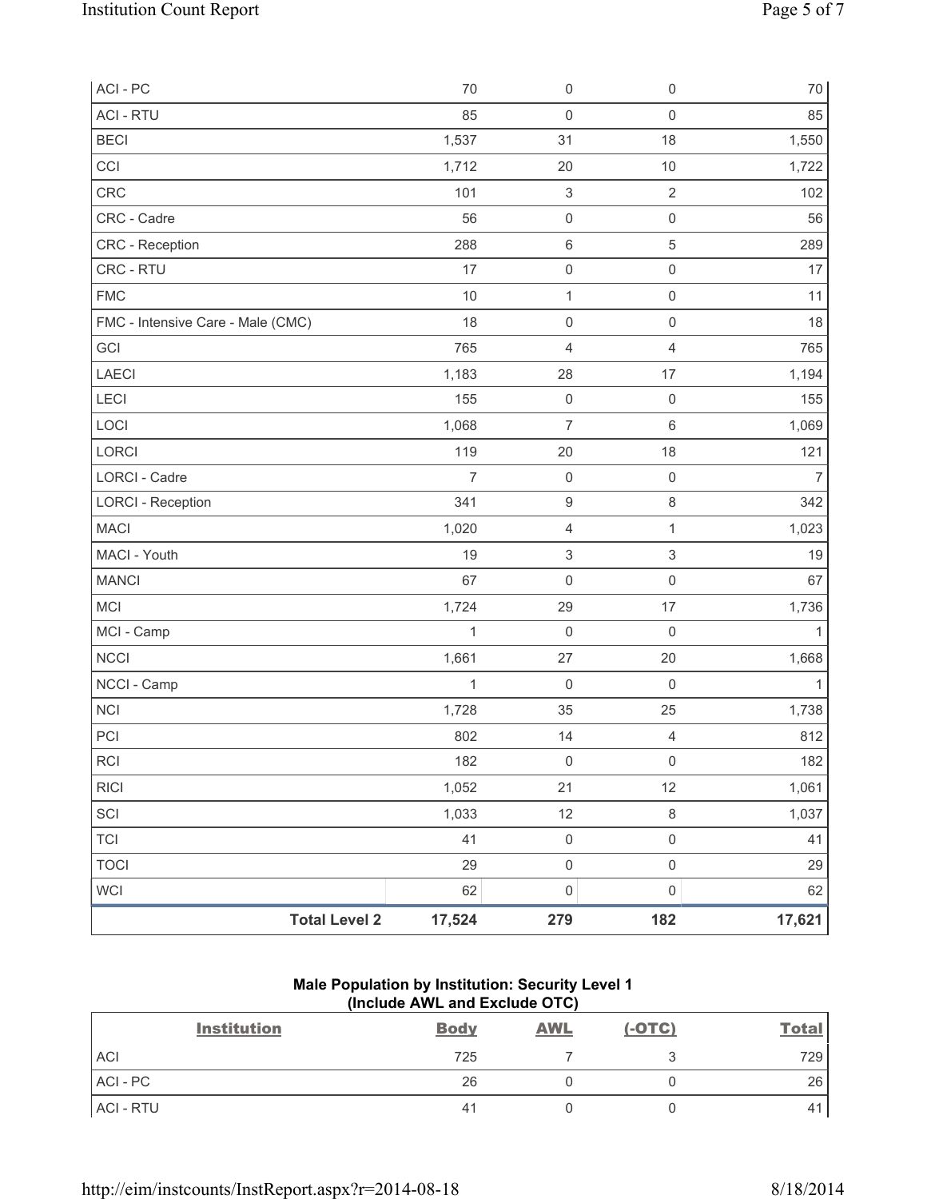| | | | | |
|---|---|---|---|---|
| ACI - PC | 70 | 0 | 0 | 70 |
| ACI - RTU | 85 | 0 | 0 | 85 |
| BECI | 1,537 | 31 | 18 | 1,550 |
| CCI | 1,712 | 20 | 10 | 1,722 |
| CRC | 101 | 3 | 2 | 102 |
| CRC - Cadre | 56 | 0 | 0 | 56 |
| CRC - Reception | 288 | 6 | 5 | 289 |
| CRC - RTU | 17 | 0 | 0 | 17 |
| FMC | 10 | 1 | 0 | 11 |
| FMC - Intensive Care - Male (CMC) | 18 | 0 | 0 | 18 |
| GCI | 765 | 4 | 4 | 765 |
| LAECI | 1,183 | 28 | 17 | 1,194 |
| LECI | 155 | 0 | 0 | 155 |
| LOCI | 1,068 | 7 | 6 | 1,069 |
| LORCI | 119 | 20 | 18 | 121 |
| LORCI - Cadre | 7 | 0 | 0 | 7 |
| LORCI - Reception | 341 | 9 | 8 | 342 |
| MACI | 1,020 | 4 | 1 | 1,023 |
| MACI - Youth | 19 | 3 | 3 | 19 |
| MANCI | 67 | 0 | 0 | 67 |
| MCI | 1,724 | 29 | 17 | 1,736 |
| MCI - Camp | 1 | 0 | 0 | 1 |
| NCCI | 1,661 | 27 | 20 | 1,668 |
| NCCI - Camp | 1 | 0 | 0 | 1 |
| NCI | 1,728 | 35 | 25 | 1,738 |
| PCI | 802 | 14 | 4 | 812 |
| RCI | 182 | 0 | 0 | 182 |
| RICI | 1,052 | 21 | 12 | 1,061 |
| SCI | 1,033 | 12 | 8 | 1,037 |
| TCI | 41 | 0 | 0 | 41 |
| TOCI | 29 | 0 | 0 | 29 |
| WCI | 62 | 0 | 0 | 62 |
| **Total Level 2** | **17,524** | **279** | **182** | **17,621** |

## Male Population by Institution: Security Level 1
### (Include AWL and Exclude OTC)

| Institution | Body | AWL | (-OTC) | Total |
|---|---|---|---|---|
| ACI | 725 | 7 | 3 | 729 |
| ACI - PC | 26 | 0 | 0 | 26 |
| ACI - RTU | 41 | 0 | 0 | 41 |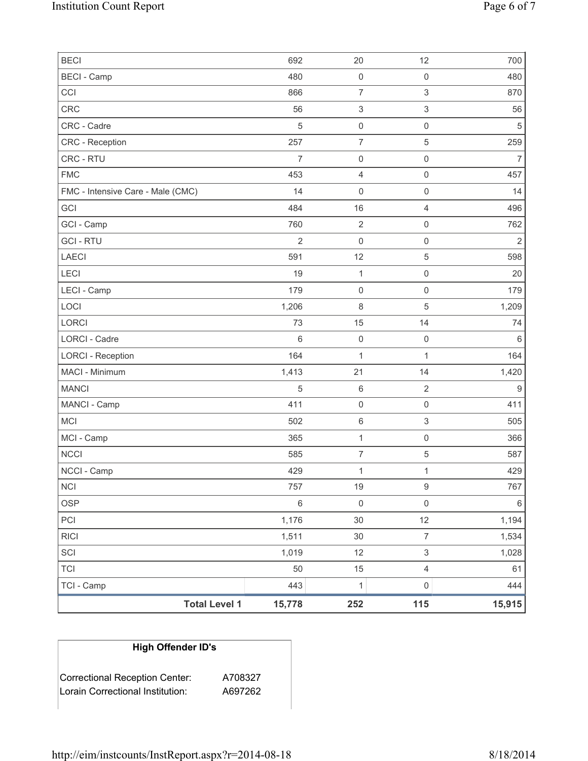| | | | | |
|---|---|---|---|---|
| BECI | 692 | 20 | 12 | 700 |
| BECI - Camp | 480 | 0 | 0 | 480 |
| CCI | 866 | 7 | 3 | 870 |
| CRC | 56 | 3 | 3 | 56 |
| CRC - Cadre | 5 | 0 | 0 | 5 |
| CRC - Reception | 257 | 7 | 5 | 259 |
| CRC - RTU | 7 | 0 | 0 | 7 |
| FMC | 453 | 4 | 0 | 457 |
| FMC - Intensive Care - Male (CMC) | 14 | 0 | 0 | 14 |
| GCI | 484 | 16 | 4 | 496 |
| GCI - Camp | 760 | 2 | 0 | 762 |
| GCI - RTU | 2 | 0 | 0 | 2 |
| LAECI | 591 | 12 | 5 | 598 |
| LECI | 19 | 1 | 0 | 20 |
| LECI - Camp | 179 | 0 | 0 | 179 |
| LOCI | 1,206 | 8 | 5 | 1,209 |
| LORCI | 73 | 15 | 14 | 74 |
| LORCI - Cadre | 6 | 0 | 0 | 6 |
| LORCI - Reception | 164 | 1 | 1 | 164 |
| MACI - Minimum | 1,413 | 21 | 14 | 1,420 |
| MANCI | 5 | 6 | 2 | 9 |
| MANCI - Camp | 411 | 0 | 0 | 411 |
| MCI | 502 | 6 | 3 | 505 |
| MCI - Camp | 365 | 1 | 0 | 366 |
| NCCI | 585 | 7 | 5 | 587 |
| NCCI - Camp | 429 | 1 | 1 | 429 |
| NCI | 757 | 19 | 9 | 767 |
| OSP | 6 | 0 | 0 | 6 |
| PCI | 1,176 | 30 | 12 | 1,194 |
| RICI | 1,511 | 30 | 7 | 1,534 |
| SCI | 1,019 | 12 | 3 | 1,028 |
| TCI | 50 | 15 | 4 | 61 |
| TCI - Camp | 443 | 1 | 0 | 444 |
| **Total Level 1** | **15,778** | **252** | **115** | **15,915** |

| High Offender ID's | |
|---|---|
| Correctional Reception Center: | A708327 |
| Lorain Correctional Institution: | A697262 |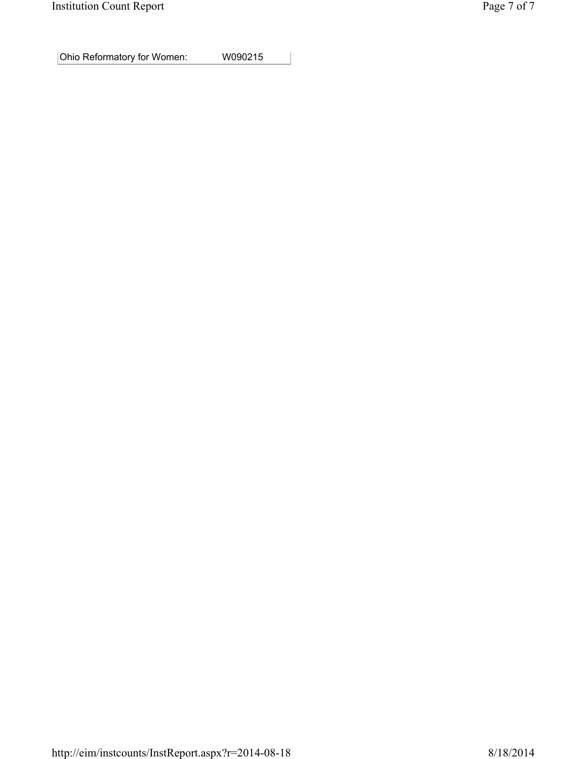| | |
|---|---|
| Ohio Reformatory for Women: | W090215 |